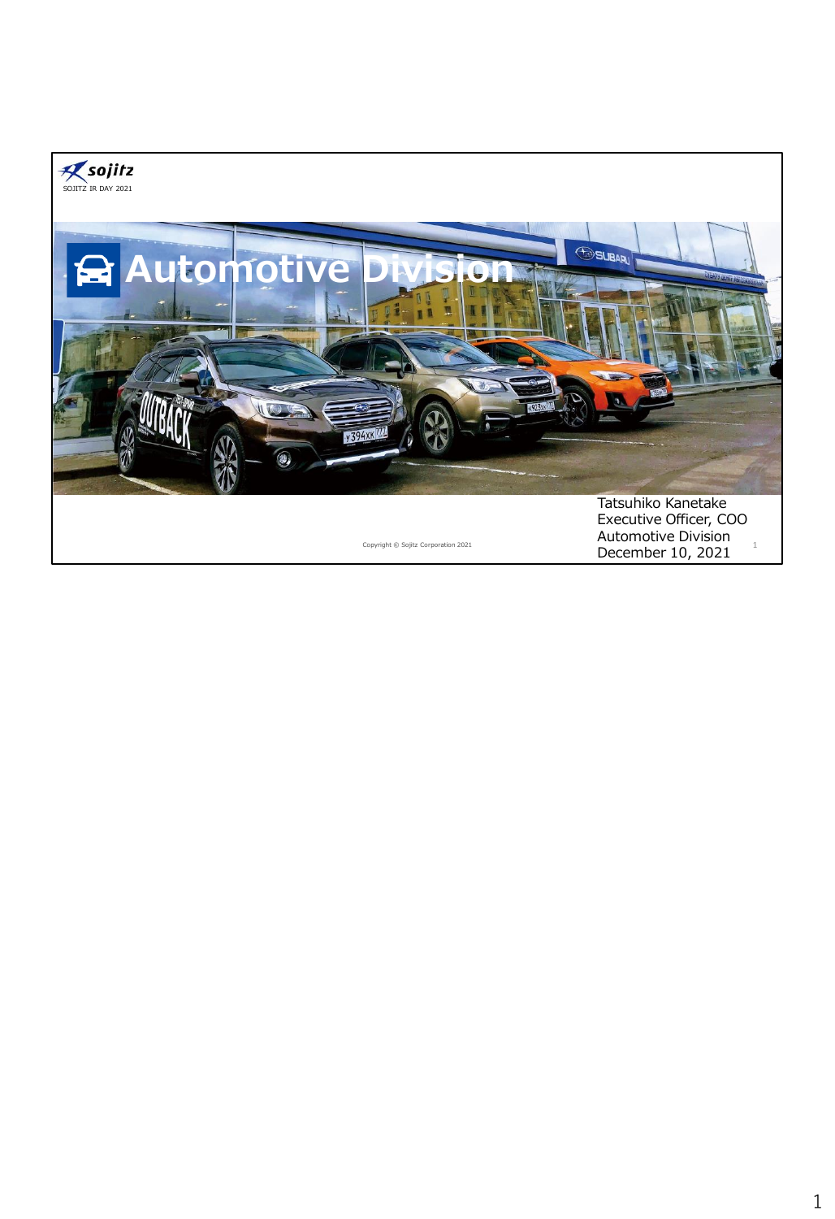SOJITZ IR DAY 2021

# Automotive Division

Tatsuhiko Kanetake
Executive Officer, COO
Automotive Division
December 10, 2021

Copyright © Sojitz Corporation 2021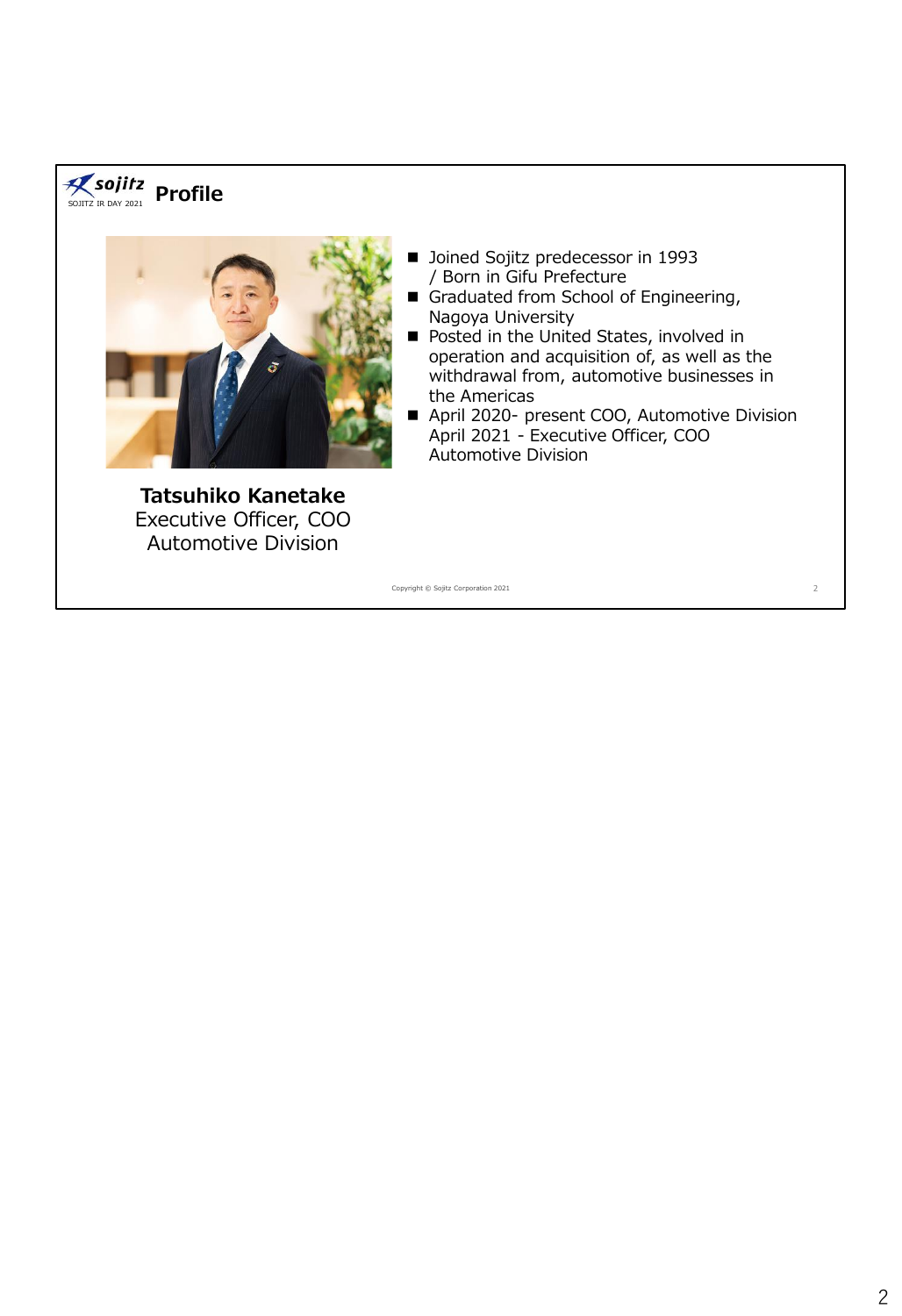# Profile

**Tatsuhiko Kanetake**
Executive Officer, COO
Automotive Division

- Joined Sojitz predecessor in 1993 / Born in Gifu Prefecture
- Graduated from School of Engineering, Nagoya University
- Posted in the United States, involved in operation and acquisition of, as well as the withdrawal from, automotive businesses in the Americas
- April 2020- present COO, Automotive Division
  April 2021 - Executive Officer, COO Automotive Division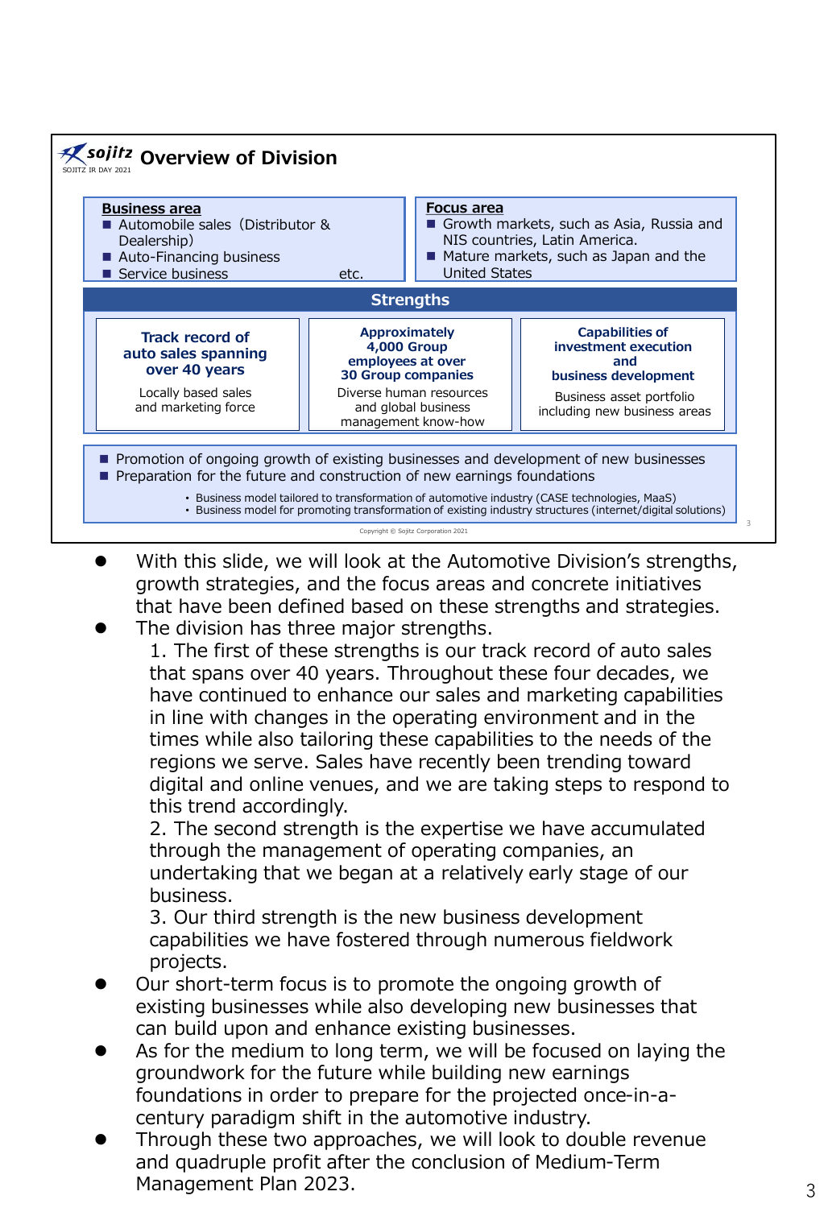## Overview of Division

SOJITZ IR DAY 2021

**Business area**

- Automobile sales（Distributor & Dealership）
- Auto-Financing business
- Service business etc.

**Focus area**

- Growth markets, such as Asia, Russia and NIS countries, Latin America.
- Mature markets, such as Japan and the United States

**Strengths**

| Track record of auto sales spanning over 40 years | Approximately 4,000 Group employees at over 30 Group companies | Capabilities of investment execution and business development |
|---|---|---|
| Locally based sales and marketing force | Diverse human resources and global business management know-how | Business asset portfolio including new business areas |

- Promotion of ongoing growth of existing businesses and development of new businesses
- Preparation for the future and construction of new earnings foundations
  - Business model tailored to transformation of automotive industry (CASE technologies, MaaS)
  - Business model for promoting transformation of existing industry structures (internet/digital solutions)

Copyright © Sojitz Corporation 2021

- With this slide, we will look at the Automotive Division's strengths, growth strategies, and the focus areas and concrete initiatives that have been defined based on these strengths and strategies.
- The division has three major strengths.
  1. The first of these strengths is our track record of auto sales that spans over 40 years. Throughout these four decades, we have continued to enhance our sales and marketing capabilities in line with changes in the operating environment and in the times while also tailoring these capabilities to the needs of the regions we serve. Sales have recently been trending toward digital and online venues, and we are taking steps to respond to this trend accordingly.
  2. The second strength is the expertise we have accumulated through the management of operating companies, an undertaking that we began at a relatively early stage of our business.
  3. Our third strength is the new business development capabilities we have fostered through numerous fieldwork projects.
- Our short-term focus is to promote the ongoing growth of existing businesses while also developing new businesses that can build upon and enhance existing businesses.
- As for the medium to long term, we will be focused on laying the groundwork for the future while building new earnings foundations in order to prepare for the projected once-in-a-century paradigm shift in the automotive industry.
- Through these two approaches, we will look to double revenue and quadruple profit after the conclusion of Medium-Term Management Plan 2023.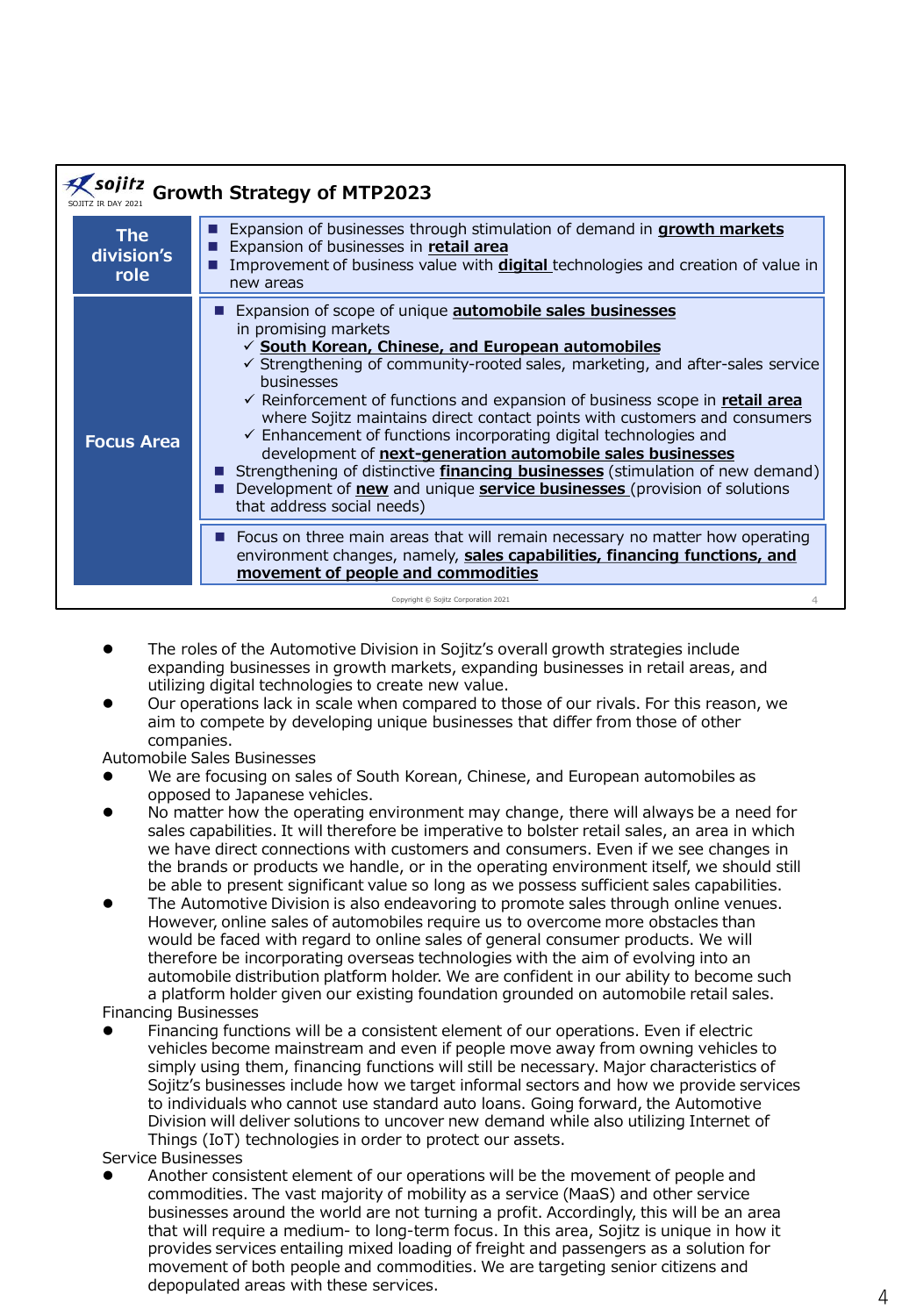## Growth Strategy of MTP2023

| | |
|---|---|
| **The division's role** | ■ Expansion of businesses through stimulation of demand in **growth markets**<br>■ Expansion of businesses in **retail area**<br>■ Improvement of business value with **digital** technologies and creation of value in new areas |
| **Focus Area** | ■ Expansion of scope of unique **automobile sales businesses** in promising markets<br>✓ **South Korean, Chinese, and European automobiles**<br>✓ Strengthening of community-rooted sales, marketing, and after-sales service businesses<br>✓ Reinforcement of functions and expansion of business scope in **retail area** where Sojitz maintains direct contact points with customers and consumers<br>✓ Enhancement of functions incorporating digital technologies and development of **next-generation automobile sales businesses**<br>■ Strengthening of distinctive **financing businesses** (stimulation of new demand)<br>■ Development of **new** and unique **service businesses** (provision of solutions that address social needs) |
| | ■ Focus on three main areas that will remain necessary no matter how operating environment changes, namely, **sales capabilities, financing functions, and movement of people and commodities** |

- The roles of the Automotive Division in Sojitz's overall growth strategies include expanding businesses in growth markets, expanding businesses in retail areas, and utilizing digital technologies to create new value.
- Our operations lack in scale when compared to those of our rivals. For this reason, we aim to compete by developing unique businesses that differ from those of other companies.

Automobile Sales Businesses

- We are focusing on sales of South Korean, Chinese, and European automobiles as opposed to Japanese vehicles.
- No matter how the operating environment may change, there will always be a need for sales capabilities. It will therefore be imperative to bolster retail sales, an area in which we have direct connections with customers and consumers. Even if we see changes in the brands or products we handle, or in the operating environment itself, we should still be able to present significant value so long as we possess sufficient sales capabilities.
- The Automotive Division is also endeavoring to promote sales through online venues. However, online sales of automobiles require us to overcome more obstacles than would be faced with regard to online sales of general consumer products. We will therefore be incorporating overseas technologies with the aim of evolving into an automobile distribution platform holder. We are confident in our ability to become such a platform holder given our existing foundation grounded on automobile retail sales.

Financing Businesses

- Financing functions will be a consistent element of our operations. Even if electric vehicles become mainstream and even if people move away from owning vehicles to simply using them, financing functions will still be necessary. Major characteristics of Sojitz's businesses include how we target informal sectors and how we provide services to individuals who cannot use standard auto loans. Going forward, the Automotive Division will deliver solutions to uncover new demand while also utilizing Internet of Things (IoT) technologies in order to protect our assets.

Service Businesses

- Another consistent element of our operations will be the movement of people and commodities. The vast majority of mobility as a service (MaaS) and other service businesses around the world are not turning a profit. Accordingly, this will be an area that will require a medium- to long-term focus. In this area, Sojitz is unique in how it provides services entailing mixed loading of freight and passengers as a solution for movement of both people and commodities. We are targeting senior citizens and depopulated areas with these services.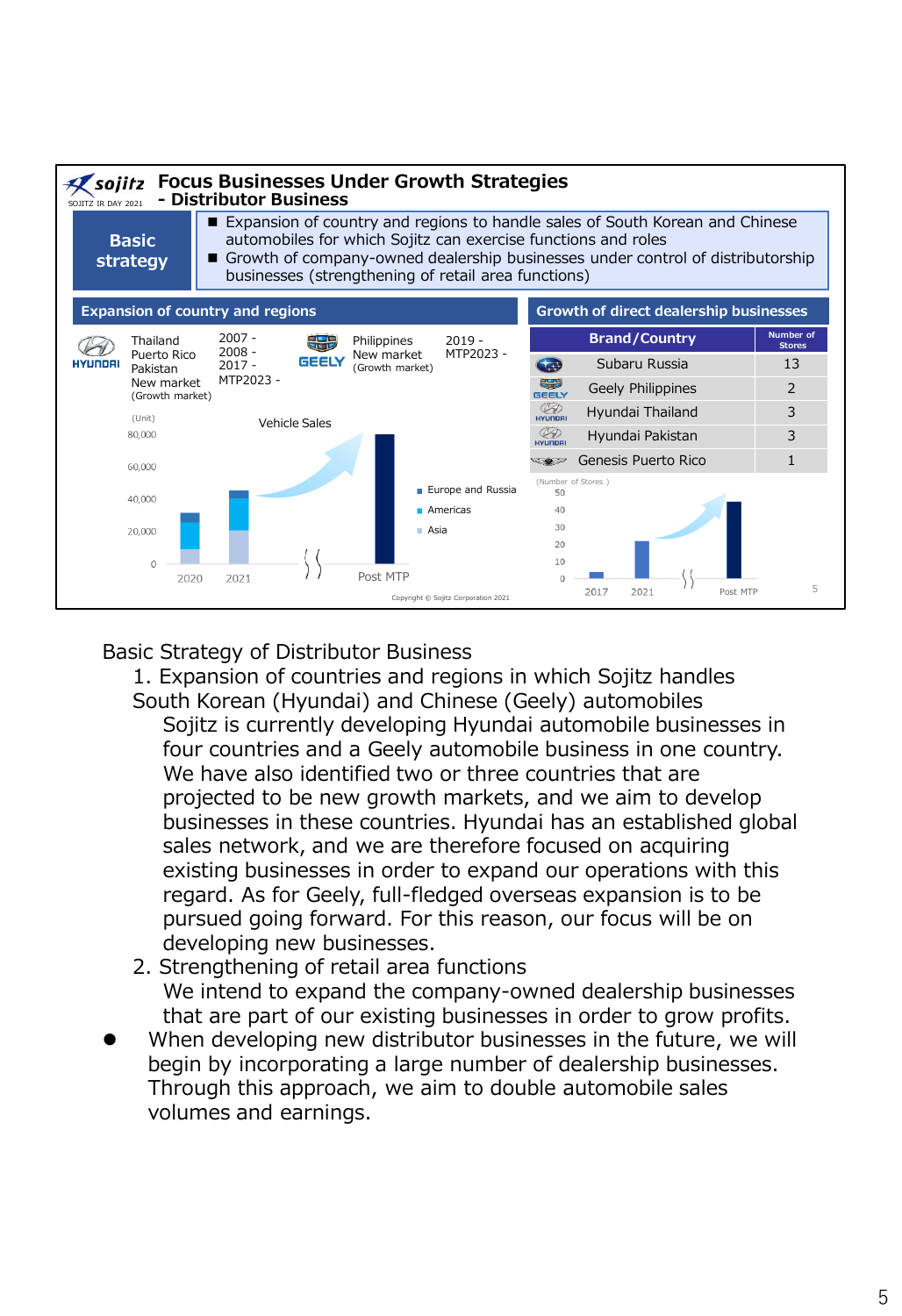## Focus Businesses Under Growth Strategies - Distributor Business

**Basic strategy**

- Expansion of country and regions to handle sales of South Korean and Chinese automobiles for which Sojitz can exercise functions and roles
- Growth of company-owned dealership businesses under control of distributorship businesses (strengthening of retail area functions)

**Expansion of country and regions**

| Brand | Country | Period |
|---|---|---|
| HYUNDAI | Thailand | 2007 - |
| | Puerto Rico | 2008 - |
| | Pakistan | 2017 - |
| | New market (Growth market) | MTP2023 - |
| GEELY | Philippines | 2019 - |
| | New market (Growth market) | MTP2023 - |

Vehicle Sales (Unit): 2020, 2021, Post MTP — Europe and Russia, Americas, Asia

**Growth of direct dealership businesses**

| Brand/Country | Number of Stores |
|---|---|
| Subaru Russia | 13 |
| Geely Philippines | 2 |
| Hyundai Thailand | 3 |
| Hyundai Pakistan | 3 |
| Genesis Puerto Rico | 1 |

(Number of Stores): 2017, 2021, Post MTP

Copyright © Sojitz Corporation 2021

Basic Strategy of Distributor Business

1. Expansion of countries and regions in which Sojitz handles South Korean (Hyundai) and Chinese (Geely) automobiles
   Sojitz is currently developing Hyundai automobile businesses in four countries and a Geely automobile business in one country. We have also identified two or three countries that are projected to be new growth markets, and we aim to develop businesses in these countries. Hyundai has an established global sales network, and we are therefore focused on acquiring existing businesses in order to expand our operations with this regard. As for Geely, full-fledged overseas expansion is to be pursued going forward. For this reason, our focus will be on developing new businesses.
2. Strengthening of retail area functions
   We intend to expand the company-owned dealership businesses that are part of our existing businesses in order to grow profits.

- When developing new distributor businesses in the future, we will begin by incorporating a large number of dealership businesses. Through this approach, we aim to double automobile sales volumes and earnings.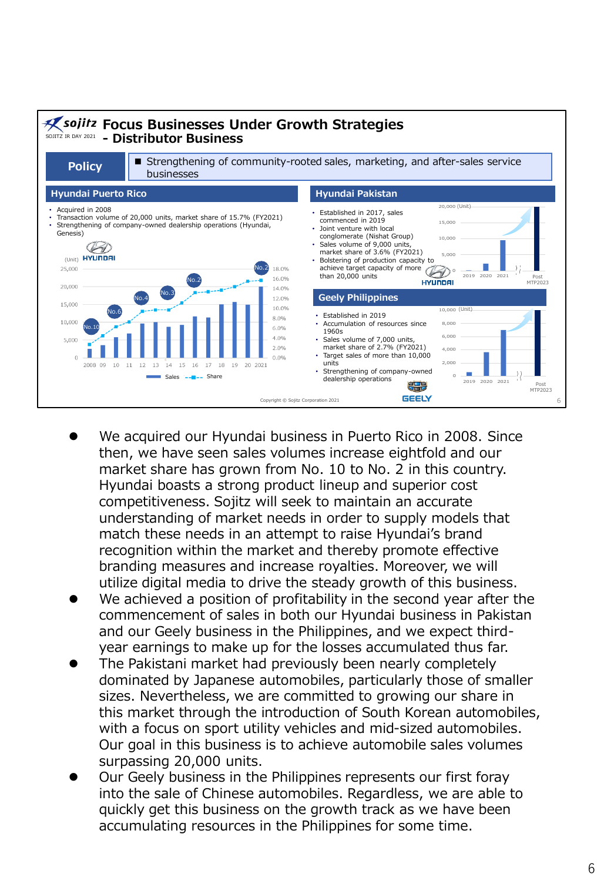# Focus Businesses Under Growth Strategies - Distributor Business

SOJITZ IR DAY 2021

**Policy**

- Strengthening of community-rooted sales, marketing, and after-sales service businesses

## Hyundai Puerto Rico

- Acquired in 2008
- Transaction volume of 20,000 units, market share of 15.7% (FY2021)
- Strengthening of company-owned dealership operations (Hyundai, Genesis)

(Unit) HYUNDAI

Chart: Sales and Share, 2008–2021 (rankings: No.10, No.6, No.4, No.3, No.2, No.2)

## Hyundai Pakistan

- Established in 2017, sales commenced in 2019
- Joint venture with local conglomerate (Nishat Group)
- Sales volume of 9,000 units, market share of 3.6% (FY2021)
- Bolstering of production capacity to achieve target capacity of more than 20,000 units

Chart (Unit): 2019, 2020, 2021, Post MTP2023

## Geely Philippines

- Established in 2019
- Accumulation of resources since 1960s
- Sales volume of 7,000 units, market share of 2.7% (FY2021)
- Target sales of more than 10,000 units
- Strengthening of company-owned dealership operations

Chart (Unit): 2019, 2020, 2021, Post MTP2023

Copyright © Sojitz Corporation 2021

- We acquired our Hyundai business in Puerto Rico in 2008. Since then, we have seen sales volumes increase eightfold and our market share has grown from No. 10 to No. 2 in this country. Hyundai boasts a strong product lineup and superior cost competitiveness. Sojitz will seek to maintain an accurate understanding of market needs in order to supply models that match these needs in an attempt to raise Hyundai's brand recognition within the market and thereby promote effective branding measures and increase royalties. Moreover, we will utilize digital media to drive the steady growth of this business.
- We achieved a position of profitability in the second year after the commencement of sales in both our Hyundai business in Pakistan and our Geely business in the Philippines, and we expect third-year earnings to make up for the losses accumulated thus far.
- The Pakistani market had previously been nearly completely dominated by Japanese automobiles, particularly those of smaller sizes. Nevertheless, we are committed to growing our share in this market through the introduction of South Korean automobiles, with a focus on sport utility vehicles and mid-sized automobiles. Our goal in this business is to achieve automobile sales volumes surpassing 20,000 units.
- Our Geely business in the Philippines represents our first foray into the sale of Chinese automobiles. Regardless, we are able to quickly get this business on the growth track as we have been accumulating resources in the Philippines for some time.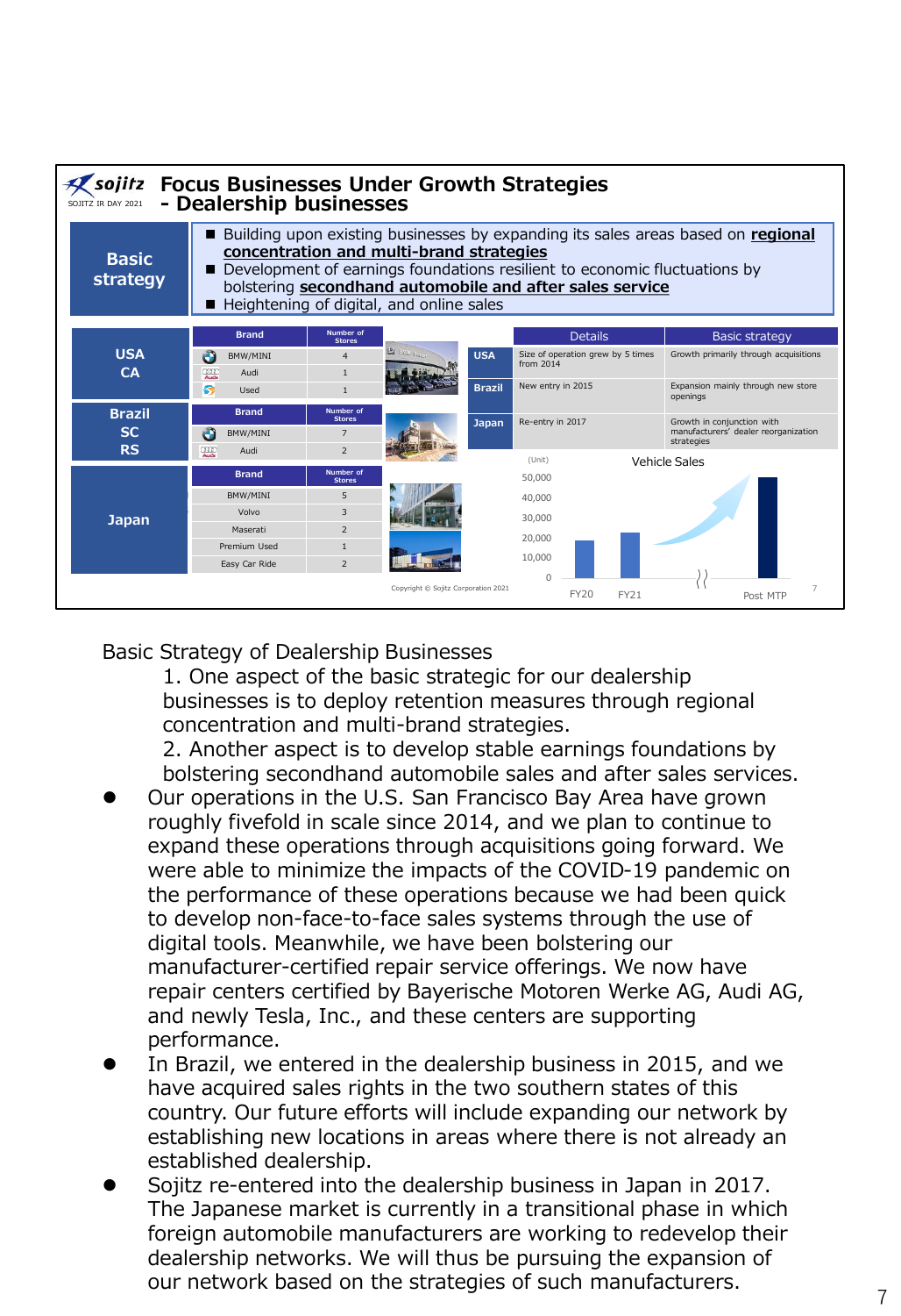# Focus Businesses Under Growth Strategies - Dealership businesses

**Basic strategy**

- Building upon existing businesses by expanding its sales areas based on **regional concentration and multi-brand strategies**
- Development of earnings foundations resilient to economic fluctuations by bolstering **secondhand automobile and after sales service**
- Heightening of digital, and online sales

| Region | Brand | Number of Stores |
|---|---|---|
| USA CA | BMW/MINI | 4 |
| | Audi | 1 |
| | Used | 1 |
| Brazil SC RS | BMW/MINI | 7 |
| | Audi | 2 |
| Japan | BMW/MINI | 5 |
| | Volvo | 3 |
| | Maserati | 2 |
| | Premium Used | 1 |
| | Easy Car Ride | 2 |

| | Details | Basic strategy |
|---|---|---|
| USA | Size of operation grew by 5 times from 2014 | Growth primarily through acquisitions |
| Brazil | New entry in 2015 | Expansion mainly through new store openings |
| Japan | Re-entry in 2017 | Growth in conjunction with manufacturers' dealer reorganization strategies |

Vehicle Sales (Unit): FY20, FY21, Post MTP

Copyright © Sojitz Corporation 2021

Basic Strategy of Dealership Businesses

1. One aspect of the basic strategic for our dealership businesses is to deploy retention measures through regional concentration and multi-brand strategies.
2. Another aspect is to develop stable earnings foundations by bolstering secondhand automobile sales and after sales services.

- Our operations in the U.S. San Francisco Bay Area have grown roughly fivefold in scale since 2014, and we plan to continue to expand these operations through acquisitions going forward. We were able to minimize the impacts of the COVID-19 pandemic on the performance of these operations because we had been quick to develop non-face-to-face sales systems through the use of digital tools. Meanwhile, we have been bolstering our manufacturer-certified repair service offerings. We now have repair centers certified by Bayerische Motoren Werke AG, Audi AG, and newly Tesla, Inc., and these centers are supporting performance.
- In Brazil, we entered in the dealership business in 2015, and we have acquired sales rights in the two southern states of this country. Our future efforts will include expanding our network by establishing new locations in areas where there is not already an established dealership.
- Sojitz re-entered into the dealership business in Japan in 2017. The Japanese market is currently in a transitional phase in which foreign automobile manufacturers are working to redevelop their dealership networks. We will thus be pursuing the expansion of our network based on the strategies of such manufacturers.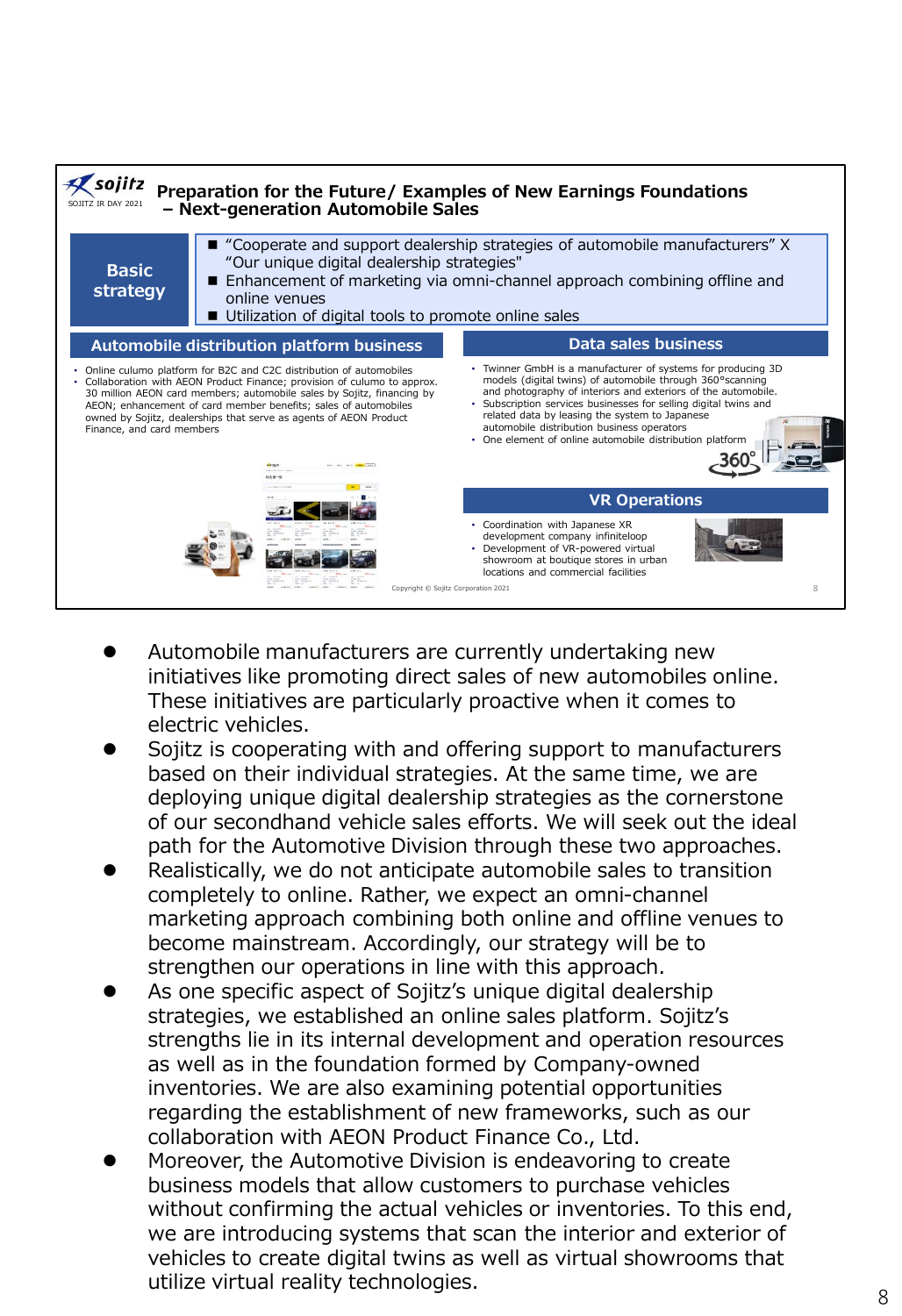## Preparation for the Future/ Examples of New Earnings Foundations – Next-generation Automobile Sales

**Basic strategy**

- "Cooperate and support dealership strategies of automobile manufacturers" X "Our unique digital dealership strategies"
- Enhancement of marketing via omni-channel approach combining offline and online venues
- Utilization of digital tools to promote online sales

### Automobile distribution platform business

- Online culumo platform for B2C and C2C distribution of automobiles
- Collaboration with AEON Product Finance; provision of culumo to approx. 30 million AEON card members; automobile sales by Sojitz, financing by AEON; enhancement of card member benefits; sales of automobiles owned by Sojitz, dealerships that serve as agents of AEON Product Finance, and card members

### Data sales business

- Twinner GmbH is a manufacturer of systems for producing 3D models (digital twins) of automobile through 360°scanning and photography of interiors and exteriors of the automobile.
- Subscription services businesses for selling digital twins and related data by leasing the system to Japanese automobile distribution business operators
- One element of online automobile distribution platform

### VR Operations

- Coordination with Japanese XR development company infiniteloop
- Development of VR-powered virtual showroom at boutique stores in urban locations and commercial facilities

Copyright © Sojitz Corporation 2021

- Automobile manufacturers are currently undertaking new initiatives like promoting direct sales of new automobiles online. These initiatives are particularly proactive when it comes to electric vehicles.
- Sojitz is cooperating with and offering support to manufacturers based on their individual strategies. At the same time, we are deploying unique digital dealership strategies as the cornerstone of our secondhand vehicle sales efforts. We will seek out the ideal path for the Automotive Division through these two approaches.
- Realistically, we do not anticipate automobile sales to transition completely to online. Rather, we expect an omni-channel marketing approach combining both online and offline venues to become mainstream. Accordingly, our strategy will be to strengthen our operations in line with this approach.
- As one specific aspect of Sojitz's unique digital dealership strategies, we established an online sales platform. Sojitz's strengths lie in its internal development and operation resources as well as in the foundation formed by Company-owned inventories. We are also examining potential opportunities regarding the establishment of new frameworks, such as our collaboration with AEON Product Finance Co., Ltd.
- Moreover, the Automotive Division is endeavoring to create business models that allow customers to purchase vehicles without confirming the actual vehicles or inventories. To this end, we are introducing systems that scan the interior and exterior of vehicles to create digital twins as well as virtual showrooms that utilize virtual reality technologies.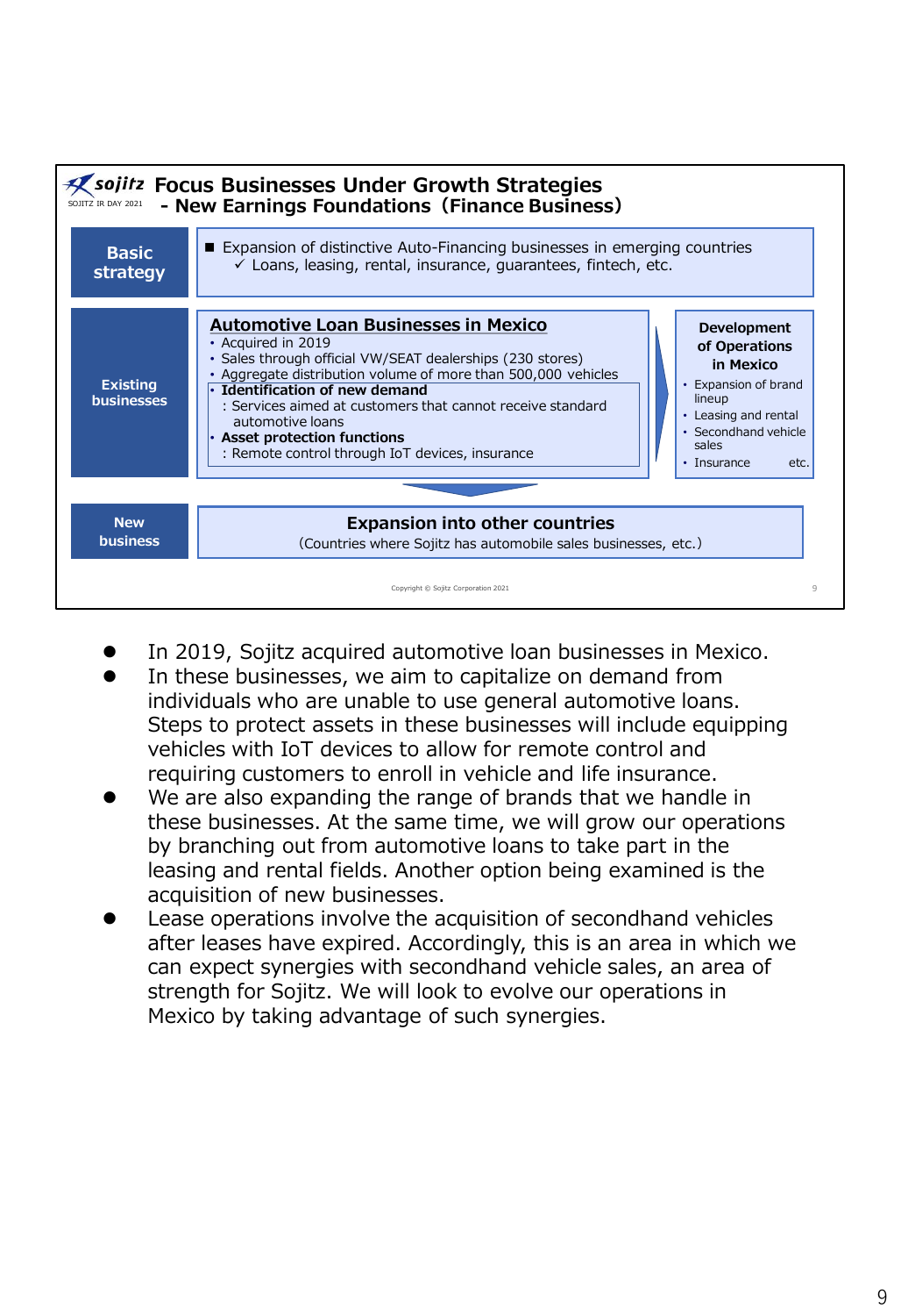## Focus Businesses Under Growth Strategies
### - New Earnings Foundations (Finance Business)

**Basic strategy**

- Expansion of distinctive Auto-Financing businesses in emerging countries
  - ✓ Loans, leasing, rental, insurance, guarantees, fintech, etc.

**Existing businesses**

**Automotive Loan Businesses in Mexico**

- Acquired in 2019
- Sales through official VW/SEAT dealerships (230 stores)
- Aggregate distribution volume of more than 500,000 vehicles
- **Identification of new demand**
  : Services aimed at customers that cannot receive standard automotive loans
- **Asset protection functions**
  : Remote control through IoT devices, insurance

**Development of Operations in Mexico**

- Expansion of brand lineup
- Leasing and rental
- Secondhand vehicle sales
- Insurance etc.

**New business**

**Expansion into other countries**
(Countries where Sojitz has automobile sales businesses, etc.)

- In 2019, Sojitz acquired automotive loan businesses in Mexico.
- In these businesses, we aim to capitalize on demand from individuals who are unable to use general automotive loans. Steps to protect assets in these businesses will include equipping vehicles with IoT devices to allow for remote control and requiring customers to enroll in vehicle and life insurance.
- We are also expanding the range of brands that we handle in these businesses. At the same time, we will grow our operations by branching out from automotive loans to take part in the leasing and rental fields. Another option being examined is the acquisition of new businesses.
- Lease operations involve the acquisition of secondhand vehicles after leases have expired. Accordingly, this is an area in which we can expect synergies with secondhand vehicle sales, an area of strength for Sojitz. We will look to evolve our operations in Mexico by taking advantage of such synergies.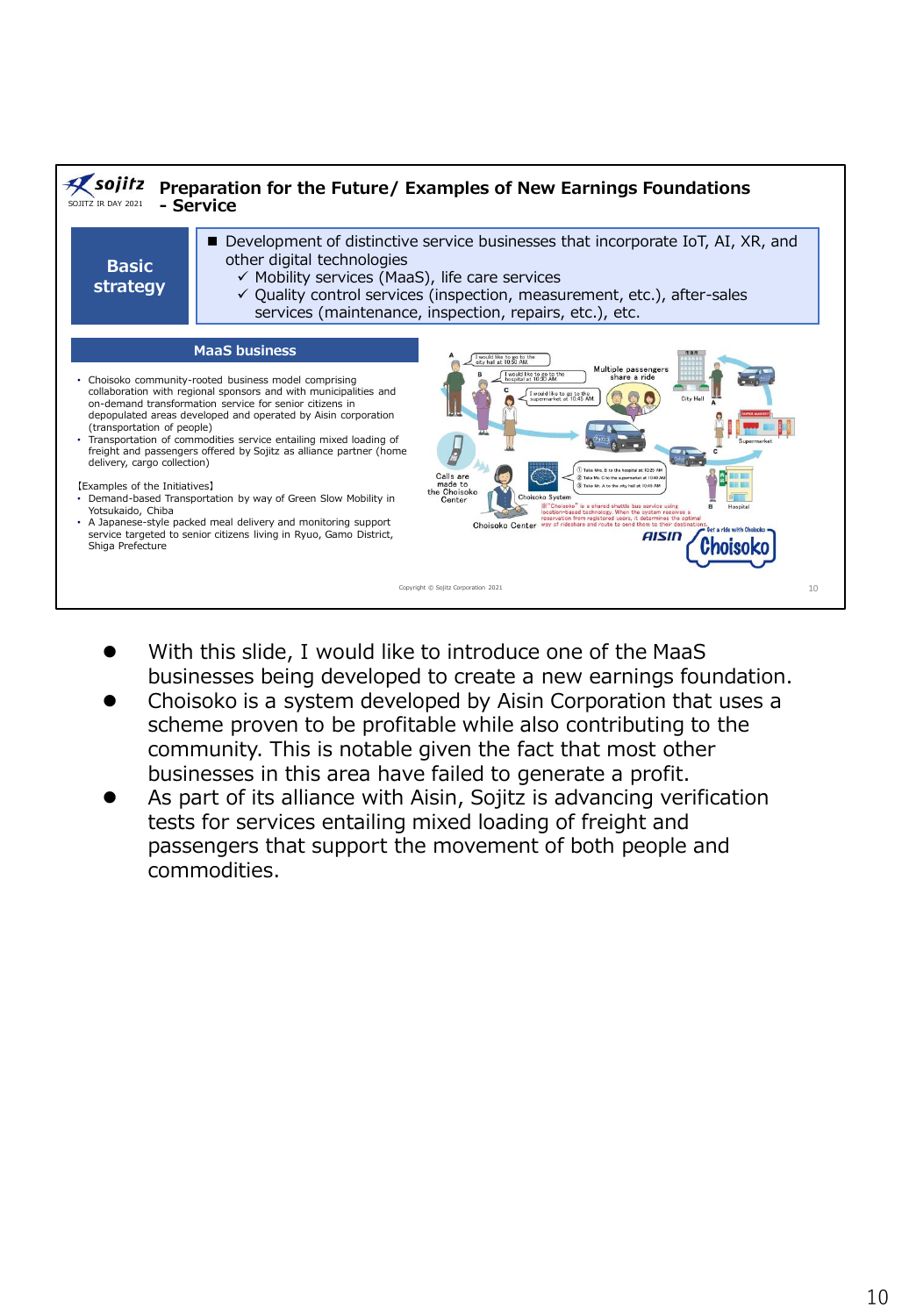## Preparation for the Future/ Examples of New Earnings Foundations - Service

**Basic strategy**

- Development of distinctive service businesses that incorporate IoT, AI, XR, and other digital technologies
  - ✓ Mobility services (MaaS), life care services
  - ✓ Quality control services (inspection, measurement, etc.), after-sales services (maintenance, inspection, repairs, etc.), etc.

### MaaS business

- Choisoko community-rooted business model comprising collaboration with regional sponsors and with municipalities and on-demand transformation service for senior citizens in depopulated areas developed and operated by Aisin corporation (transportation of people)
- Transportation of commodities service entailing mixed loading of freight and passengers offered by Sojitz as alliance partner (home delivery, cargo collection)

【Examples of the Initiatives】

- Demand-based Transportation by way of Green Slow Mobility in Yotsukaido, Chiba
- A Japanese-style packed meal delivery and monitoring support service targeted to senior citizens living in Ryuo, Gamo District, Shiga Prefecture

A: I would like to go to the city hall at 10:50 AM.
B: I would like to go to the hospital at 10:30 AM.
C: I would like to go to the supermarket at 10:45 AM.

Multiple passengers share a ride

City Hall

Supermarket

Hospital

Calls are made to the Choisoko Center

Choisoko System

Choisoko Center

① Take Mrs. B to the hospital at 10:25 AM
② Take Ms. C to the supermarket at 10:00 AM
③ Take Mr. A to the city hall at 10:45 AM

※"Choisoko" is a shared shuttle bus service using location-based technology. When the system receives a reservation from registered users, it determines the optimal way of rideshare and route to send them to their destinations.

AISIN Get a ride with Choisoko Choisoko

Copyright © Sojitz Corporation 2021

- With this slide, I would like to introduce one of the MaaS businesses being developed to create a new earnings foundation.
- Choisoko is a system developed by Aisin Corporation that uses a scheme proven to be profitable while also contributing to the community. This is notable given the fact that most other businesses in this area have failed to generate a profit.
- As part of its alliance with Aisin, Sojitz is advancing verification tests for services entailing mixed loading of freight and passengers that support the movement of both people and commodities.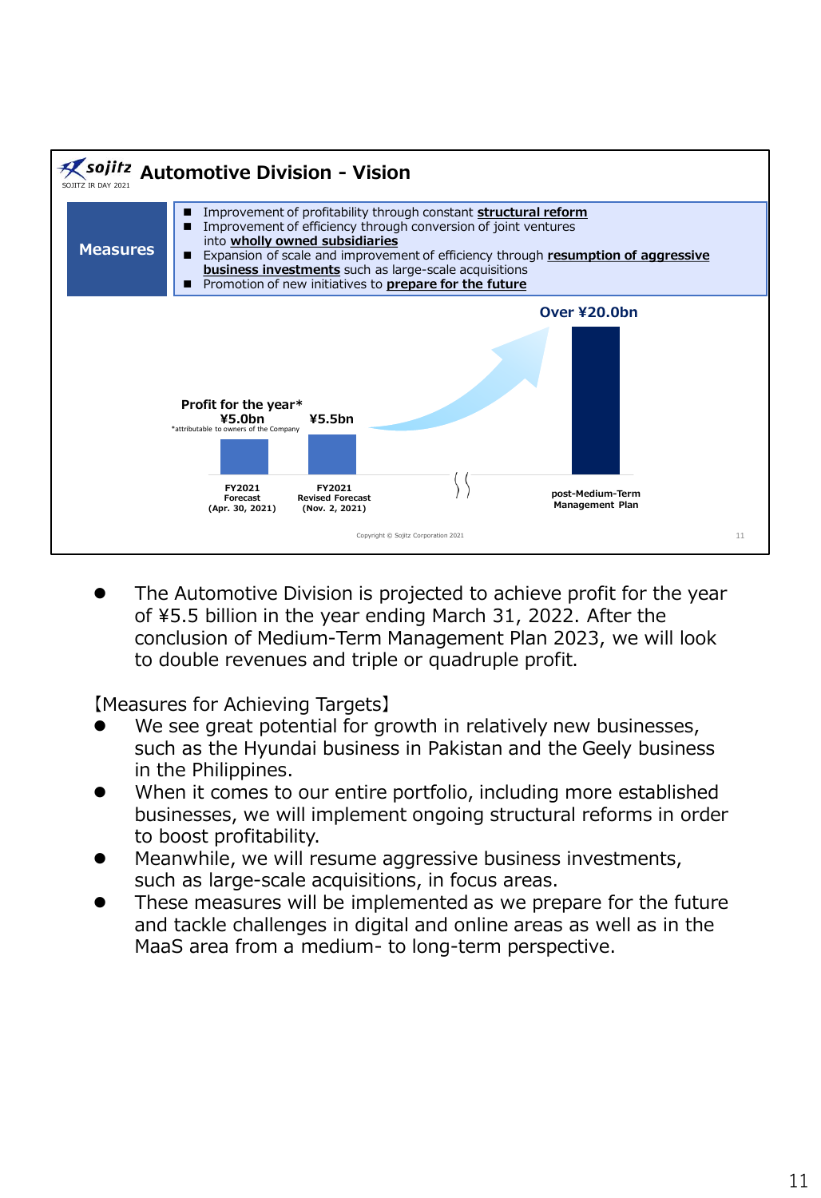## Automotive Division - Vision

**Measures**

- Improvement of profitability through constant **structural reform**
- Improvement of efficiency through conversion of joint ventures into **wholly owned subsidiaries**
- Expansion of scale and improvement of efficiency through **resumption of aggressive business investments** such as large-scale acquisitions
- Promotion of new initiatives to **prepare for the future**

**Profit for the year***

*attributable to owners of the Company

| | FY2021 Forecast (Apr. 30, 2021) | FY2021 Revised Forecast (Nov. 2, 2021) | post-Medium-Term Management Plan |
|---|---|---|---|
| Profit for the year* | ¥5.0bn | ¥5.5bn | Over ¥20.0bn |

Copyright © Sojitz Corporation 2021

- The Automotive Division is projected to achieve profit for the year of ¥5.5 billion in the year ending March 31, 2022. After the conclusion of Medium-Term Management Plan 2023, we will look to double revenues and triple or quadruple profit.

【Measures for Achieving Targets】

- We see great potential for growth in relatively new businesses, such as the Hyundai business in Pakistan and the Geely business in the Philippines.
- When it comes to our entire portfolio, including more established businesses, we will implement ongoing structural reforms in order to boost profitability.
- Meanwhile, we will resume aggressive business investments, such as large-scale acquisitions, in focus areas.
- These measures will be implemented as we prepare for the future and tackle challenges in digital and online areas as well as in the MaaS area from a medium- to long-term perspective.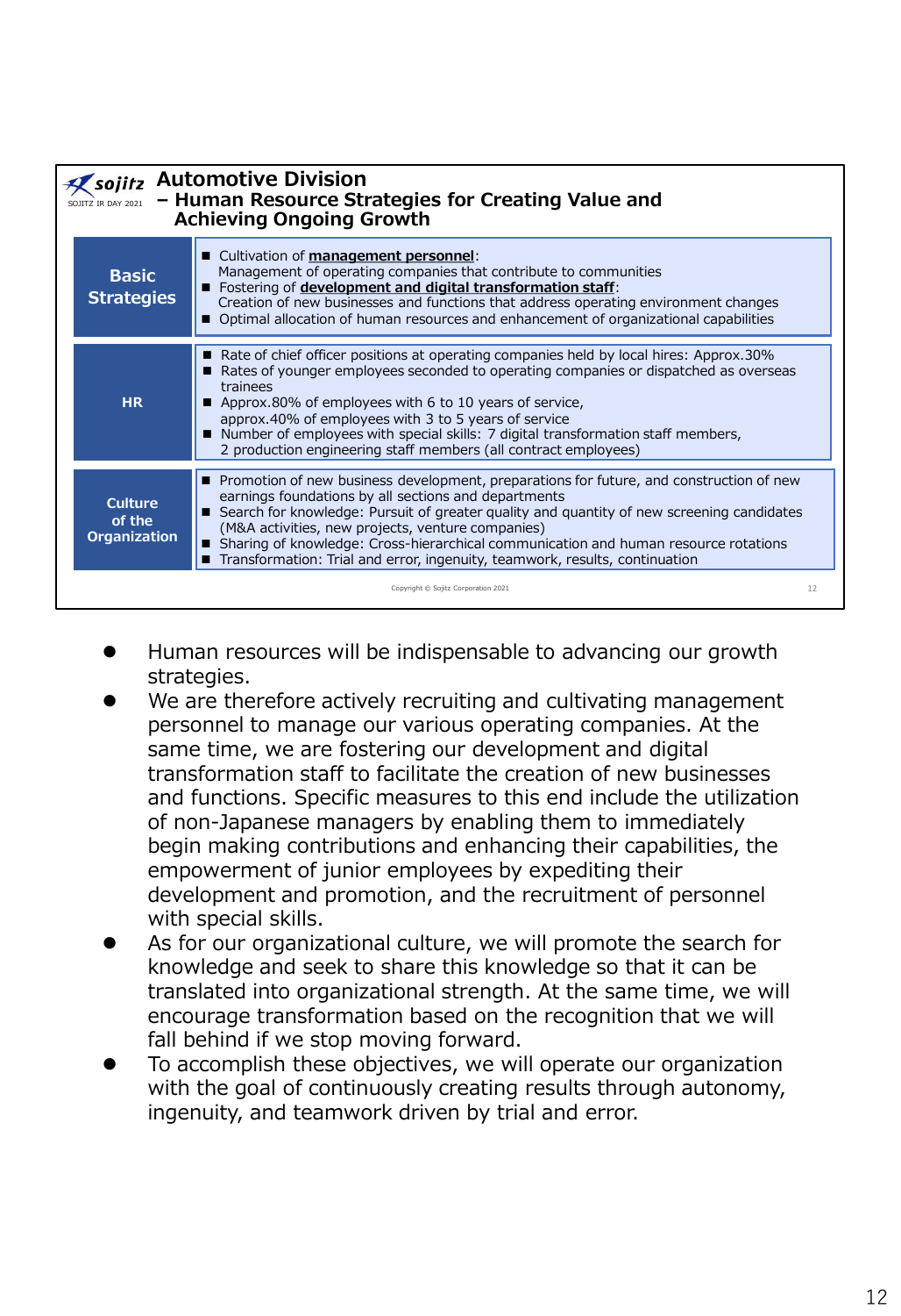## Automotive Division – Human Resource Strategies for Creating Value and Achieving Ongoing Growth

SOJITZ IR DAY 2021

| | |
|---|---|
| **Basic Strategies** | ■ Cultivation of **management personnel**: Management of operating companies that contribute to communities<br>■ Fostering of **development and digital transformation staff**: Creation of new businesses and functions that address operating environment changes<br>■ Optimal allocation of human resources and enhancement of organizational capabilities |
| **HR** | ■ Rate of chief officer positions at operating companies held by local hires: Approx.30%<br>■ Rates of younger employees seconded to operating companies or dispatched as overseas trainees<br>■ Approx.80% of employees with 6 to 10 years of service, approx.40% of employees with 3 to 5 years of service<br>■ Number of employees with special skills: 7 digital transformation staff members, 2 production engineering staff members (all contract employees) |
| **Culture of the Organization** | ■ Promotion of new business development, preparations for future, and construction of new earnings foundations by all sections and departments<br>■ Search for knowledge: Pursuit of greater quality and quantity of new screening candidates (M&A activities, new projects, venture companies)<br>■ Sharing of knowledge: Cross-hierarchical communication and human resource rotations<br>■ Transformation: Trial and error, ingenuity, teamwork, results, continuation |

Copyright © Sojitz Corporation 2021

- Human resources will be indispensable to advancing our growth strategies.
- We are therefore actively recruiting and cultivating management personnel to manage our various operating companies. At the same time, we are fostering our development and digital transformation staff to facilitate the creation of new businesses and functions. Specific measures to this end include the utilization of non-Japanese managers by enabling them to immediately begin making contributions and enhancing their capabilities, the empowerment of junior employees by expediting their development and promotion, and the recruitment of personnel with special skills.
- As for our organizational culture, we will promote the search for knowledge and seek to share this knowledge so that it can be translated into organizational strength. At the same time, we will encourage transformation based on the recognition that we will fall behind if we stop moving forward.
- To accomplish these objectives, we will operate our organization with the goal of continuously creating results through autonomy, ingenuity, and teamwork driven by trial and error.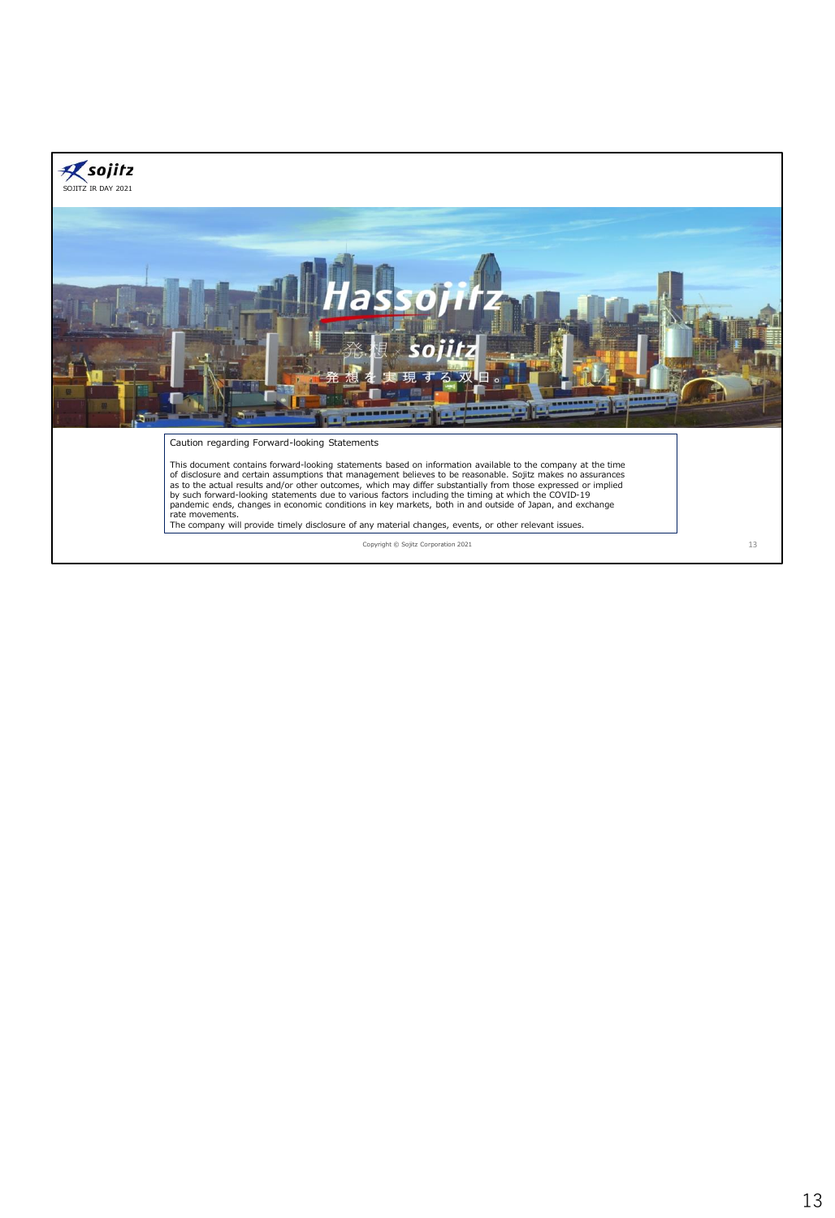Hassojitz

発想 × sojitz

発想を実現する双日。

Caution regarding Forward-looking Statements

This document contains forward-looking statements based on information available to the company at the time of disclosure and certain assumptions that management believes to be reasonable. Sojitz makes no assurances as to the actual results and/or other outcomes, which may differ substantially from those expressed or implied by such forward-looking statements due to various factors including the timing at which the COVID-19 pandemic ends, changes in economic conditions in key markets, both in and outside of Japan, and exchange rate movements.
The company will provide timely disclosure of any material changes, events, or other relevant issues.